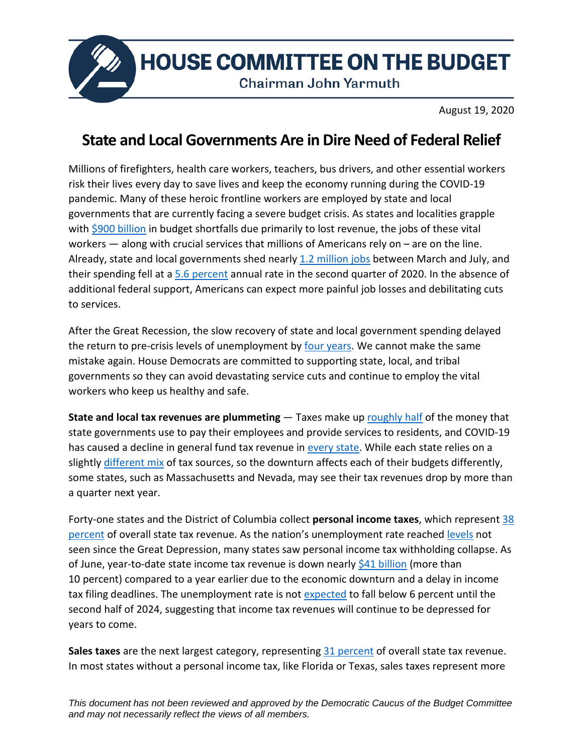# HOUSE COMMITTEE ON THE BUDGET

Chairman John Yarmuth

August 19, 2020

## State and Local Governments Are in Dire Need of Federal Relief

Millions of firefighters, health care workers, teachers, bus drivers, and other essential workers risk their lives every day to save lives and keep the economy running during the COVID-19 pandemic. Many of these heroic frontline workers are employed by state and local governments that are currently facing a severe budget crisis. As states and localities grapple with $900 billion in budget shortfalls due primarily to lost revenue, the jobs of these vital workers — along with crucial services that millions of Americans rely on – are on the line. Already, state and local governments shed nearly 1.2 million jobs between March and July, and their spending fell at a 5.6 percent annual rate in the second quarter of 2020. In the absence of additional federal support, Americans can expect more painful job losses and debilitating cuts to services.

After the Great Recession, the slow recovery of state and local government spending delayed the return to pre-crisis levels of unemployment by four years. We cannot make the same mistake again. House Democrats are committed to supporting state, local, and tribal governments so they can avoid devastating service cuts and continue to employ the vital workers who keep us healthy and safe.

**State and local tax revenues are plummeting** — Taxes make up roughly half of the money that state governments use to pay their employees and provide services to residents, and COVID-19 has caused a decline in general fund tax revenue in every state. While each state relies on a slightly different mix of tax sources, so the downturn affects each of their budgets differently, some states, such as Massachusetts and Nevada, may see their tax revenues drop by more than a quarter next year.

Forty-one states and the District of Columbia collect **personal income taxes**, which represent 38 percent of overall state tax revenue. As the nation's unemployment rate reached levels not seen since the Great Depression, many states saw personal income tax withholding collapse. As of June, year-to-date state income tax revenue is down nearly $41 billion (more than 10 percent) compared to a year earlier due to the economic downturn and a delay in income tax filing deadlines. The unemployment rate is not expected to fall below 6 percent until the second half of 2024, suggesting that income tax revenues will continue to be depressed for years to come.

**Sales taxes** are the next largest category, representing 31 percent of overall state tax revenue. In most states without a personal income tax, like Florida or Texas, sales taxes represent more

*This document has not been reviewed and approved by the Democratic Caucus of the Budget Committee and may not necessarily reflect the views of all members.*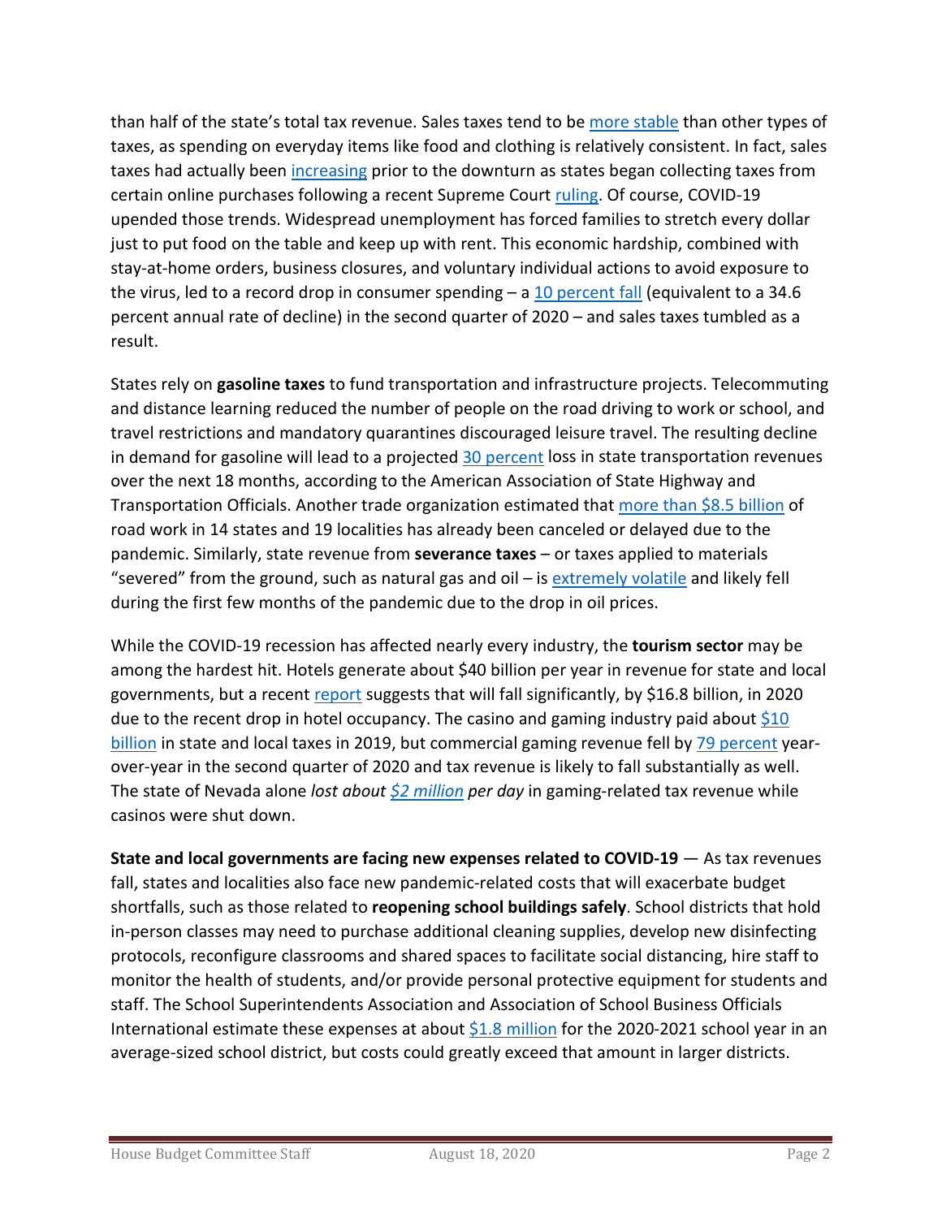than half of the state's total tax revenue. Sales taxes tend to be more stable than other types of taxes, as spending on everyday items like food and clothing is relatively consistent. In fact, sales taxes had actually been increasing prior to the downturn as states began collecting taxes from certain online purchases following a recent Supreme Court ruling. Of course, COVID-19 upended those trends. Widespread unemployment has forced families to stretch every dollar just to put food on the table and keep up with rent. This economic hardship, combined with stay-at-home orders, business closures, and voluntary individual actions to avoid exposure to the virus, led to a record drop in consumer spending – a 10 percent fall (equivalent to a 34.6 percent annual rate of decline) in the second quarter of 2020 – and sales taxes tumbled as a result.

States rely on **gasoline taxes** to fund transportation and infrastructure projects. Telecommuting and distance learning reduced the number of people on the road driving to work or school, and travel restrictions and mandatory quarantines discouraged leisure travel. The resulting decline in demand for gasoline will lead to a projected 30 percent loss in state transportation revenues over the next 18 months, according to the American Association of State Highway and Transportation Officials. Another trade organization estimated that more than $8.5 billion of road work in 14 states and 19 localities has already been canceled or delayed due to the pandemic. Similarly, state revenue from **severance taxes** – or taxes applied to materials "severed" from the ground, such as natural gas and oil – is extremely volatile and likely fell during the first few months of the pandemic due to the drop in oil prices.

While the COVID-19 recession has affected nearly every industry, the **tourism sector** may be among the hardest hit. Hotels generate about $40 billion per year in revenue for state and local governments, but a recent report suggests that will fall significantly, by $16.8 billion, in 2020 due to the recent drop in hotel occupancy. The casino and gaming industry paid about $10 billion in state and local taxes in 2019, but commercial gaming revenue fell by 79 percent year-over-year in the second quarter of 2020 and tax revenue is likely to fall substantially as well. The state of Nevada alone *lost about $2 million per day* in gaming-related tax revenue while casinos were shut down.

**State and local governments are facing new expenses related to COVID-19** — As tax revenues fall, states and localities also face new pandemic-related costs that will exacerbate budget shortfalls, such as those related to **reopening school buildings safely**. School districts that hold in-person classes may need to purchase additional cleaning supplies, develop new disinfecting protocols, reconfigure classrooms and shared spaces to facilitate social distancing, hire staff to monitor the health of students, and/or provide personal protective equipment for students and staff. The School Superintendents Association and Association of School Business Officials International estimate these expenses at about $1.8 million for the 2020-2021 school year in an average-sized school district, but costs could greatly exceed that amount in larger districts.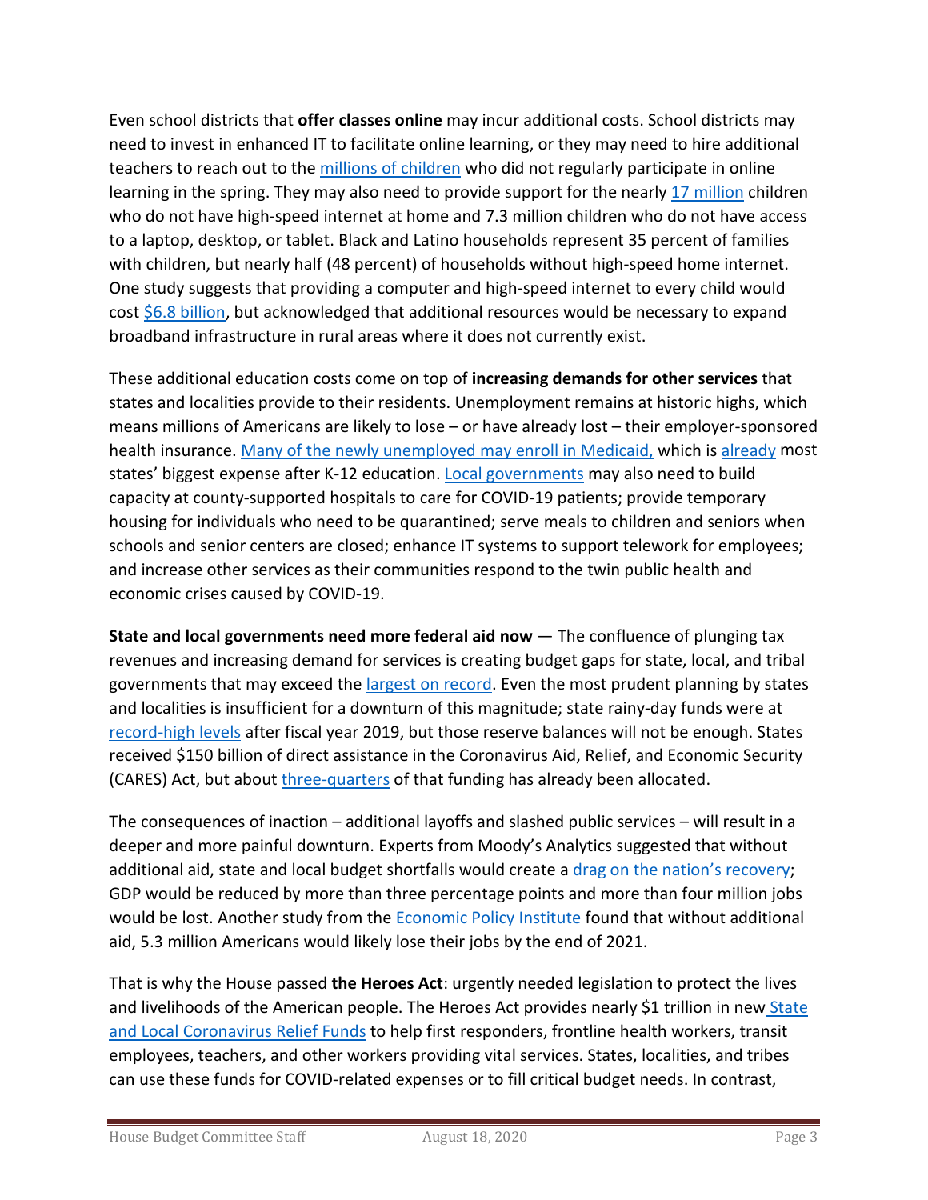Even school districts that **offer classes online** may incur additional costs. School districts may need to invest in enhanced IT to facilitate online learning, or they may need to hire additional teachers to reach out to the millions of children who did not regularly participate in online learning in the spring. They may also need to provide support for the nearly 17 million children who do not have high-speed internet at home and 7.3 million children who do not have access to a laptop, desktop, or tablet. Black and Latino households represent 35 percent of families with children, but nearly half (48 percent) of households without high-speed home internet. One study suggests that providing a computer and high-speed internet to every child would cost $6.8 billion, but acknowledged that additional resources would be necessary to expand broadband infrastructure in rural areas where it does not currently exist.

These additional education costs come on top of **increasing demands for other services** that states and localities provide to their residents. Unemployment remains at historic highs, which means millions of Americans are likely to lose – or have already lost – their employer-sponsored health insurance. Many of the newly unemployed may enroll in Medicaid, which is already most states' biggest expense after K-12 education. Local governments may also need to build capacity at county-supported hospitals to care for COVID-19 patients; provide temporary housing for individuals who need to be quarantined; serve meals to children and seniors when schools and senior centers are closed; enhance IT systems to support telework for employees; and increase other services as their communities respond to the twin public health and economic crises caused by COVID-19.

**State and local governments need more federal aid now** — The confluence of plunging tax revenues and increasing demand for services is creating budget gaps for state, local, and tribal governments that may exceed the largest on record. Even the most prudent planning by states and localities is insufficient for a downturn of this magnitude; state rainy-day funds were at record-high levels after fiscal year 2019, but those reserve balances will not be enough. States received $150 billion of direct assistance in the Coronavirus Aid, Relief, and Economic Security (CARES) Act, but about three-quarters of that funding has already been allocated.

The consequences of inaction – additional layoffs and slashed public services – will result in a deeper and more painful downturn. Experts from Moody's Analytics suggested that without additional aid, state and local budget shortfalls would create a drag on the nation's recovery; GDP would be reduced by more than three percentage points and more than four million jobs would be lost. Another study from the Economic Policy Institute found that without additional aid, 5.3 million Americans would likely lose their jobs by the end of 2021.

That is why the House passed **the Heroes Act**: urgently needed legislation to protect the lives and livelihoods of the American people. The Heroes Act provides nearly $1 trillion in new State and Local Coronavirus Relief Funds to help first responders, frontline health workers, transit employees, teachers, and other workers providing vital services. States, localities, and tribes can use these funds for COVID-related expenses or to fill critical budget needs. In contrast,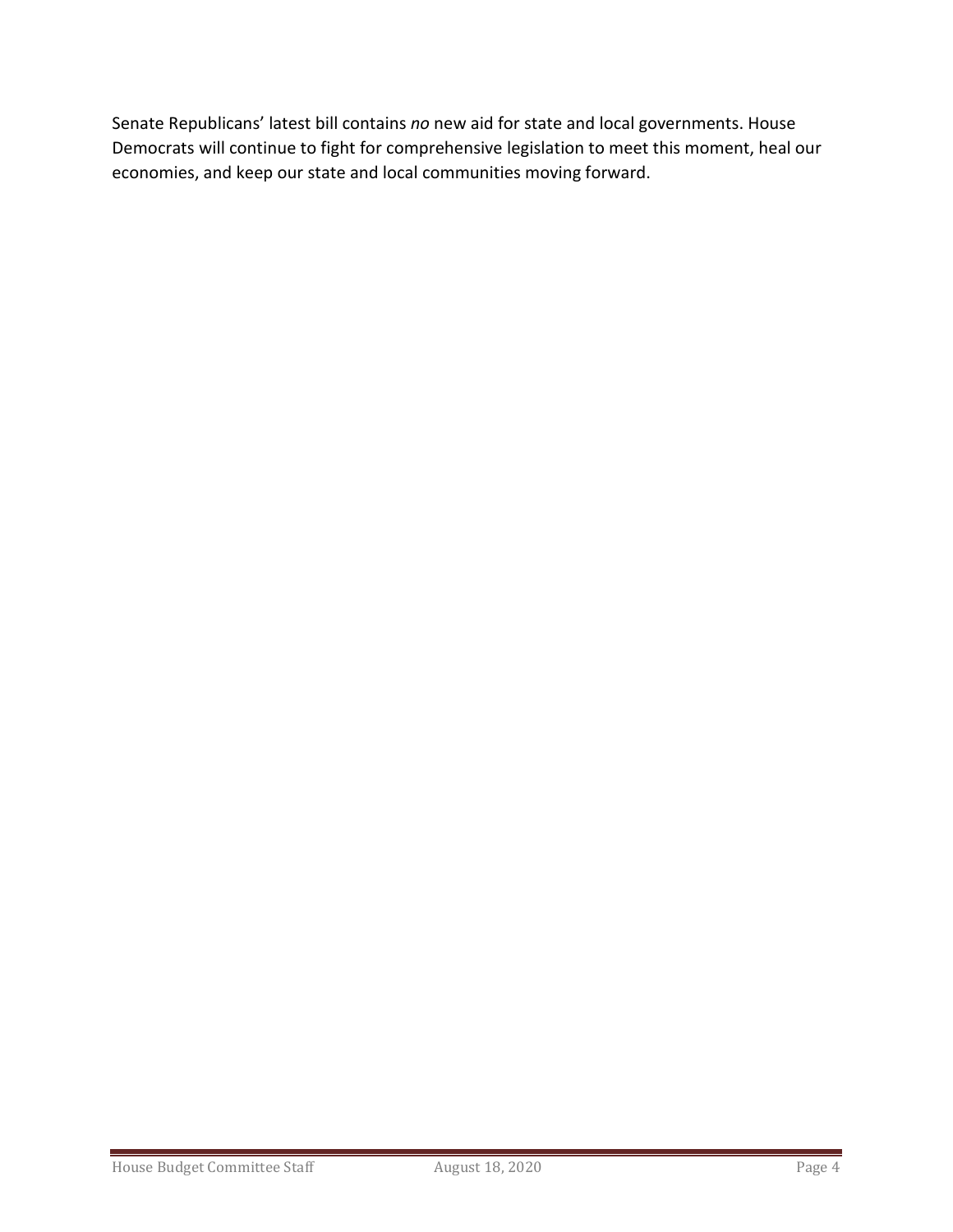Senate Republicans' latest bill contains *no* new aid for state and local governments. House Democrats will continue to fight for comprehensive legislation to meet this moment, heal our economies, and keep our state and local communities moving forward.